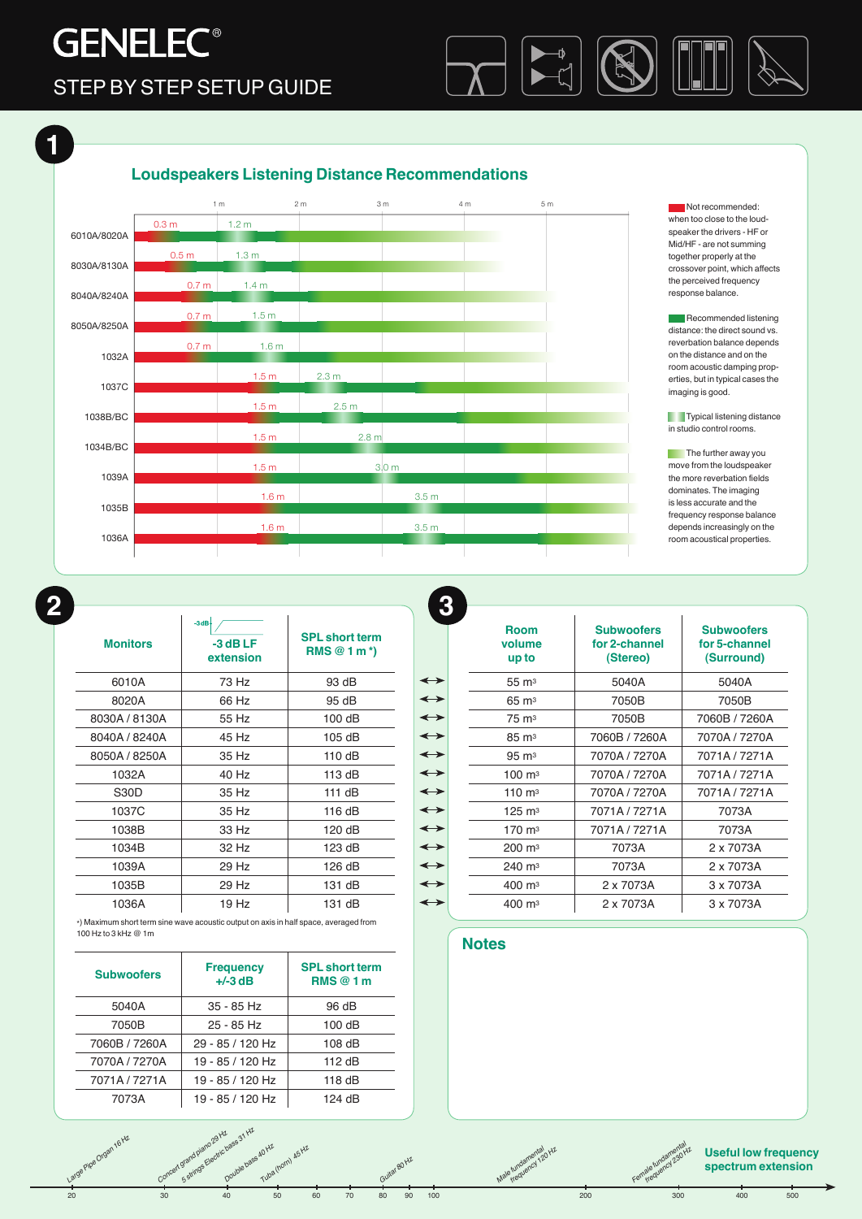# GENELEC®

## STEP BY STEP SETUP GUIDE

## 1

### Loudspeakers Listening Distance Recommendations

| Model | Not recommended below | Recommended from / typical |
|---|---|---|
| 6010A/8020A | 0.3 m | 1.2 m |
| 8030A/8130A | 0.5 m | 1.3 m |
| 8040A/8240A | 0.7 m | 1.4 m |
| 8050A/8250A | 0.7 m | 1.5 m |
| 1032A | 0.7 m | 1.6 m |
| 1037C | 1.5 m | 2.3 m |
| 1038B/BC | 1.5 m | 2.5 m |
| 1034B/BC | 1.5 m | 2.8 m |
| 1039A | 1.5 m | 3.0 m |
| 1035B | 1.6 m | 3.5 m |
| 1036A | 1.6 m | 3.5 m |

Not recommended: when too close to the loudspeaker the drivers - HF or Mid/HF - are not summing together properly at the crossover point, which affects the perceived frequency response balance.

Recommended listening distance: the direct sound vs. reverbation balance depends on the distance and on the room acoustic damping properties, but in typical cases the imaging is good.

Typical listening distance in studio control rooms.

The further away you move from the loudspeaker the more reverbation fields dominates. The imaging is less accurate and the frequency response balance depends increasingly on the room acoustical properties.

## 2

| Monitors | -3 dB LF extension | SPL short term RMS @ 1 m *) |
|---|---|---|
| 6010A | 73 Hz | 93 dB |
| 8020A | 66 Hz | 95 dB |
| 8030A / 8130A | 55 Hz | 100 dB |
| 8040A / 8240A | 45 Hz | 105 dB |
| 8050A / 8250A | 35 Hz | 110 dB |
| 1032A | 40 Hz | 113 dB |
| S30D | 35 Hz | 111 dB |
| 1037C | 35 Hz | 116 dB |
| 1038B | 33 Hz | 120 dB |
| 1034B | 32 Hz | 123 dB |
| 1039A | 29 Hz | 126 dB |
| 1035B | 29 Hz | 131 dB |
| 1036A | 19 Hz | 131 dB |

*) Maximum short term sine wave acoustic output on axis in half space, averaged from 100 Hz to 3 kHz @ 1m

| Subwoofers | Frequency +/-3 dB | SPL short term RMS @ 1 m |
|---|---|---|
| 5040A | 35 - 85 Hz | 96 dB |
| 7050B | 25 - 85 Hz | 100 dB |
| 7060B / 7260A | 29 - 85 / 120 Hz | 108 dB |
| 7070A / 7270A | 19 - 85 / 120 Hz | 112 dB |
| 7071A / 7271A | 19 - 85 / 120 Hz | 118 dB |
| 7073A | 19 - 85 / 120 Hz | 124 dB |

## 3

| Room volume up to | Subwoofers for 2-channel (Stereo) | Subwoofers for 5-channel (Surround) |
|---|---|---|
| 55 m³ | 5040A | 5040A |
| 65 m³ | 7050B | 7050B |
| 75 m³ | 7050B | 7060B / 7260A |
| 85 m³ | 7060B / 7260A | 7070A / 7270A |
| 95 m³ | 7070A / 7270A | 7071A / 7271A |
| 100 m³ | 7070A / 7270A | 7071A / 7271A |
| 110 m³ | 7070A / 7270A | 7071A / 7271A |
| 125 m³ | 7071A / 7271A | 7073A |
| 170 m³ | 7071A / 7271A | 7073A |
| 200 m³ | 7073A | 2 x 7073A |
| 240 m³ | 7073A | 2 x 7073A |
| 400 m³ | 2 x 7073A | 3 x 7073A |
| 400 m³ | 2 x 7073A | 3 x 7073A |

## Notes

### Useful low frequency spectrum extension

Large Pipe Organ 16 Hz; Concert grand piano 29 Hz; 5 strings Electric bass 31 Hz; Double bass 40 Hz; Tuba (horn) 45 Hz; Guitar 80 Hz; Male fundamental frequency 120 Hz; Female fundamental frequency 230 Hz

20 – 30 – 40 – 50 – 60 – 70 – 80 – 90 – 100 – 200 – 300 – 400 – 500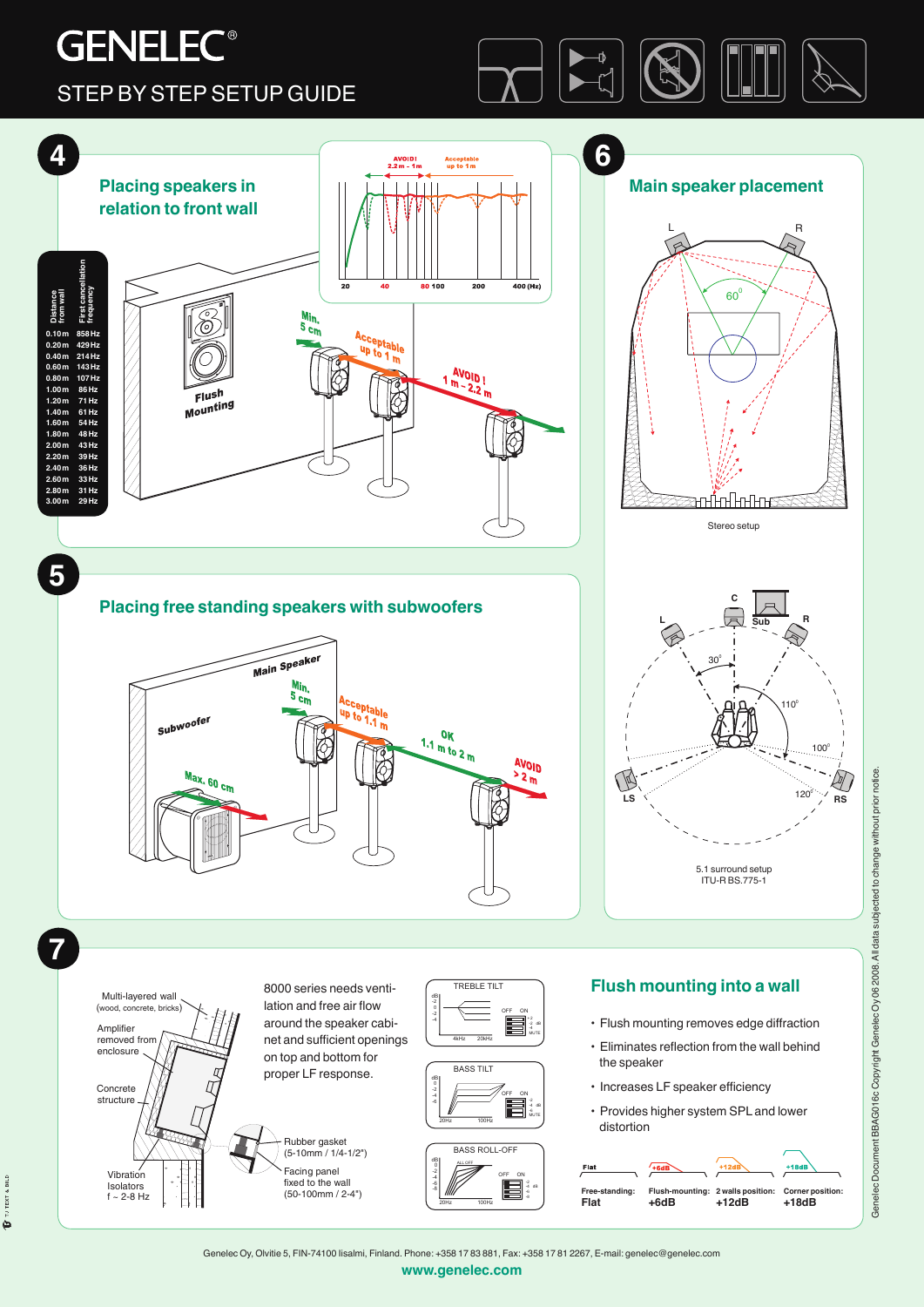# GENELEC®

## STEP BY STEP SETUP GUIDE

## 4 Placing speakers in relation to front wall

| Distance from wall | First cancellation frequency |
|---|---|
| 0.10 m | 858 Hz |
| 0.20 m | 429 Hz |
| 0.40 m | 214 Hz |
| 0.60 m | 143 Hz |
| 0.80 m | 107 Hz |
| 1.00 m | 86 Hz |
| 1.20 m | 71 Hz |
| 1.40 m | 61 Hz |
| 1.60 m | 54 Hz |
| 1.80 m | 48 Hz |
| 2.00 m | 43 Hz |
| 2.20 m | 39 Hz |
| 2.40 m | 36 Hz |
| 2.60 m | 33 Hz |
| 2.80 m | 31 Hz |
| 3.00 m | 29 Hz |

AVOID! 2.2 m - 1 m
Acceptable up to 1 m
20 40 80 100 200 400 (Hz)

Flush Mounting
Min. 5 cm
Acceptable up to 1 m
AVOID ! 1 m - 2.2 m

## 5 Placing free standing speakers with subwoofers

Main Speaker
Subwoofer
Min. 5 cm
Acceptable up to 1.1 m
OK 1.1 m to 2 m
AVOID > 2 m
Max. 60 cm

## 6 Main speaker placement

L
R
60°

Stereo setup

C
Sub
L
R
30°
110°
100°
120°
LS
RS

5.1 surround setup
ITU-R BS.775-1

## 7

Multi-layered wall (wood, concrete, bricks)
Amplifier removed from enclosure
Concrete structure
Vibration Isolators f ~ 2-8 Hz
Rubber gasket (5-10mm / 1/4-1/2")
Facing panel fixed to the wall (50-100mm / 2-4")

8000 series needs ventilation and free air flow around the speaker cabinet and sufficient openings on top and bottom for proper LF response.

TREBLE TILT
BASS TILT
BASS ROLL-OFF

### Flush mounting into a wall

- Flush mounting removes edge diffraction
- Eliminates reflection from the wall behind the speaker
- Increases LF speaker efficiency
- Provides higher system SPL and lower distortion

Free-standing: Flat
Flush-mounting: +6dB
2 walls position: +12dB
Corner position: +18dB

Genelec Document BBAG016c Copyright Genelec Oy 06 2008. All data subjected to change without prior notice.

Genelec Oy, Olvitie 5, FIN-74100 Iisalmi, Finland. Phone: +358 17 83 881, Fax: +358 17 81 2267, E-mail: genelec@genelec.com

**www.genelec.com**